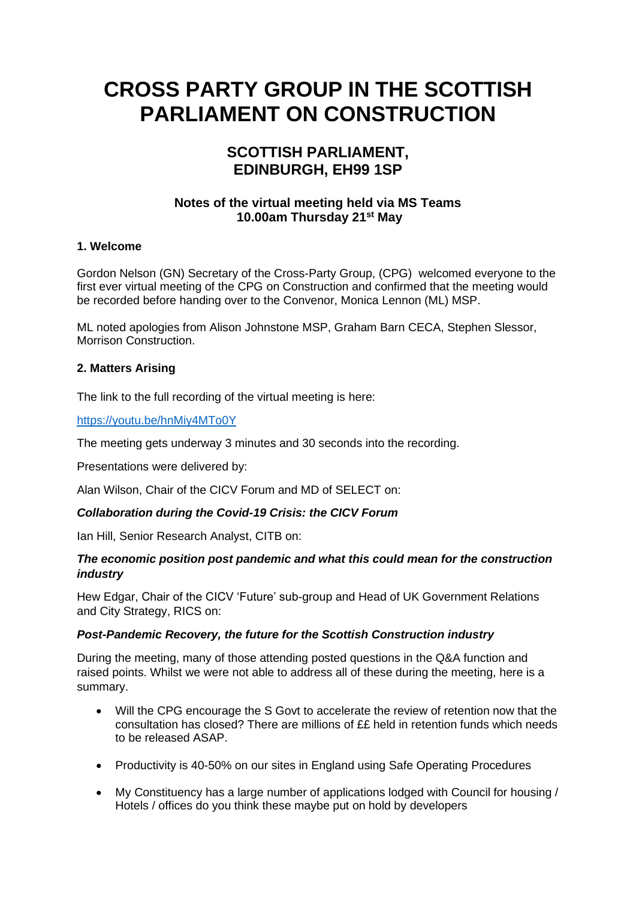# CROSS PARTY GROUP IN THE SCOTTISH PARLIAMENT ON CONSTRUCTION

## SCOTTISH PARLIAMENT, EDINBURGH, EH99 1SP

### Notes of the virtual meeting held via MS Teams 10.00am Thursday 21st May

**1. Welcome**

Gordon Nelson (GN) Secretary of the Cross-Party Group, (CPG) welcomed everyone to the first ever virtual meeting of the CPG on Construction and confirmed that the meeting would be recorded before handing over to the Convenor, Monica Lennon (ML) MSP.

ML noted apologies from Alison Johnstone MSP, Graham Barn CECA, Stephen Slessor, Morrison Construction.

**2. Matters Arising**

The link to the full recording of the virtual meeting is here:

https://youtu.be/hnMiy4MTo0Y

The meeting gets underway 3 minutes and 30 seconds into the recording.

Presentations were delivered by:

Alan Wilson, Chair of the CICV Forum and MD of SELECT on:

***Collaboration during the Covid-19 Crisis: the CICV Forum***

Ian Hill, Senior Research Analyst, CITB on:

***The economic position post pandemic and what this could mean for the construction industry***

Hew Edgar, Chair of the CICV 'Future' sub-group and Head of UK Government Relations and City Strategy, RICS on:

***Post-Pandemic Recovery, the future for the Scottish Construction industry***

During the meeting, many of those attending posted questions in the Q&A function and raised points. Whilst we were not able to address all of these during the meeting, here is a summary.

- Will the CPG encourage the S Govt to accelerate the review of retention now that the consultation has closed? There are millions of ££ held in retention funds which needs to be released ASAP.
- Productivity is 40-50% on our sites in England using Safe Operating Procedures
- My Constituency has a large number of applications lodged with Council for housing / Hotels / offices do you think these maybe put on hold by developers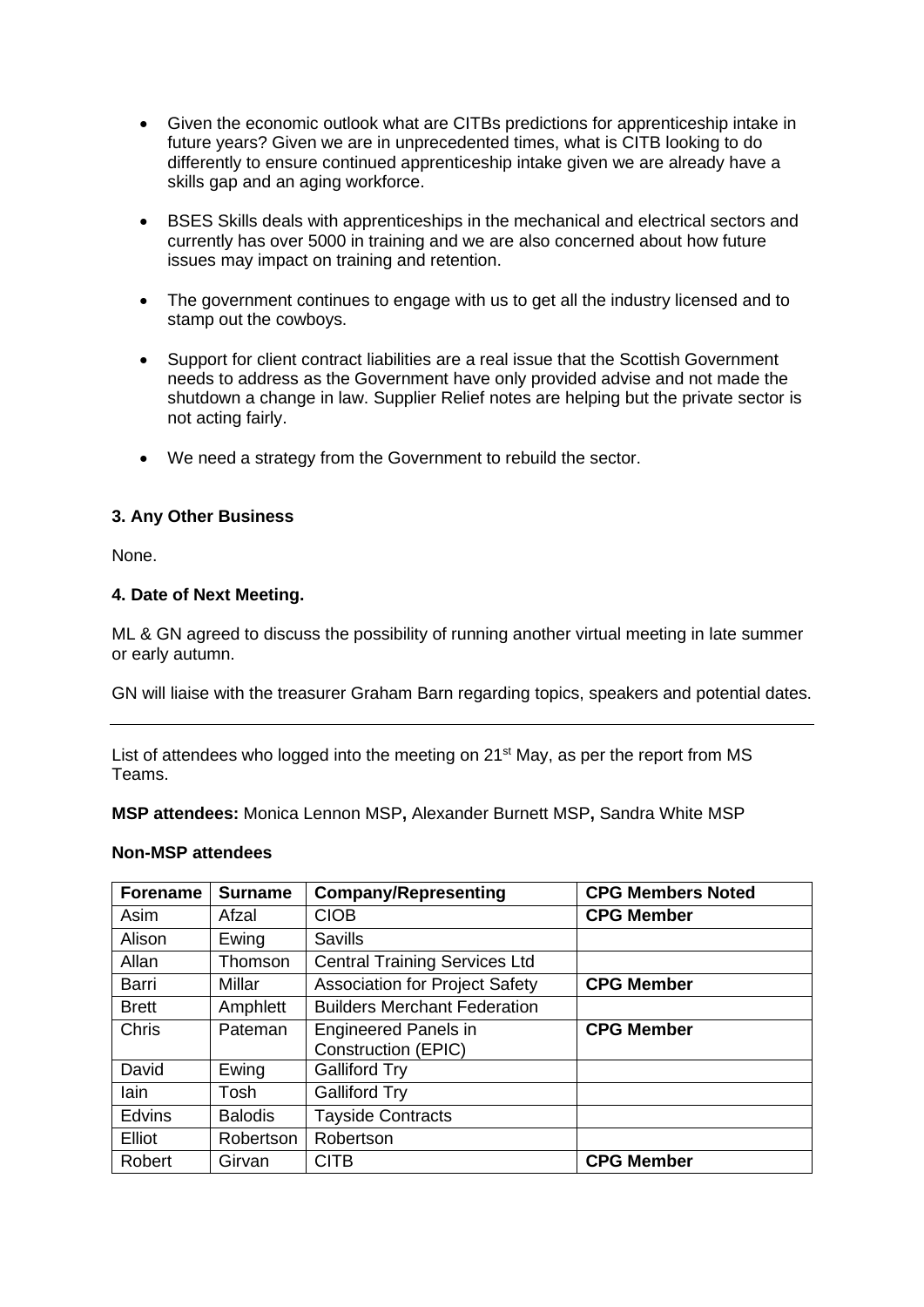- Given the economic outlook what are CITBs predictions for apprenticeship intake in future years? Given we are in unprecedented times, what is CITB looking to do differently to ensure continued apprenticeship intake given we are already have a skills gap and an aging workforce.

- BSES Skills deals with apprenticeships in the mechanical and electrical sectors and currently has over 5000 in training and we are also concerned about how future issues may impact on training and retention.

- The government continues to engage with us to get all the industry licensed and to stamp out the cowboys.

- Support for client contract liabilities are a real issue that the Scottish Government needs to address as the Government have only provided advise and not made the shutdown a change in law. Supplier Relief notes are helping but the private sector is not acting fairly.

- We need a strategy from the Government to rebuild the sector.

**3. Any Other Business**

None.

**4. Date of Next Meeting.**

ML & GN agreed to discuss the possibility of running another virtual meeting in late summer or early autumn.

GN will liaise with the treasurer Graham Barn regarding topics, speakers and potential dates.

---

List of attendees who logged into the meeting on 21st May, as per the report from MS Teams.

**MSP attendees:** Monica Lennon MSP**,** Alexander Burnett MSP**,** Sandra White MSP

**Non-MSP attendees**

| Forename | Surname | Company/Representing | CPG Members Noted |
|---|---|---|---|
| Asim | Afzal | CIOB | **CPG Member** |
| Alison | Ewing | Savills | |
| Allan | Thomson | Central Training Services Ltd | |
| Barri | Millar | Association for Project Safety | **CPG Member** |
| Brett | Amphlett | Builders Merchant Federation | |
| Chris | Pateman | Engineered Panels in Construction (EPIC) | **CPG Member** |
| David | Ewing | Galliford Try | |
| Iain | Tosh | Galliford Try | |
| Edvins | Balodis | Tayside Contracts | |
| Elliot | Robertson | Robertson | |
| Robert | Girvan | CITB | **CPG Member** |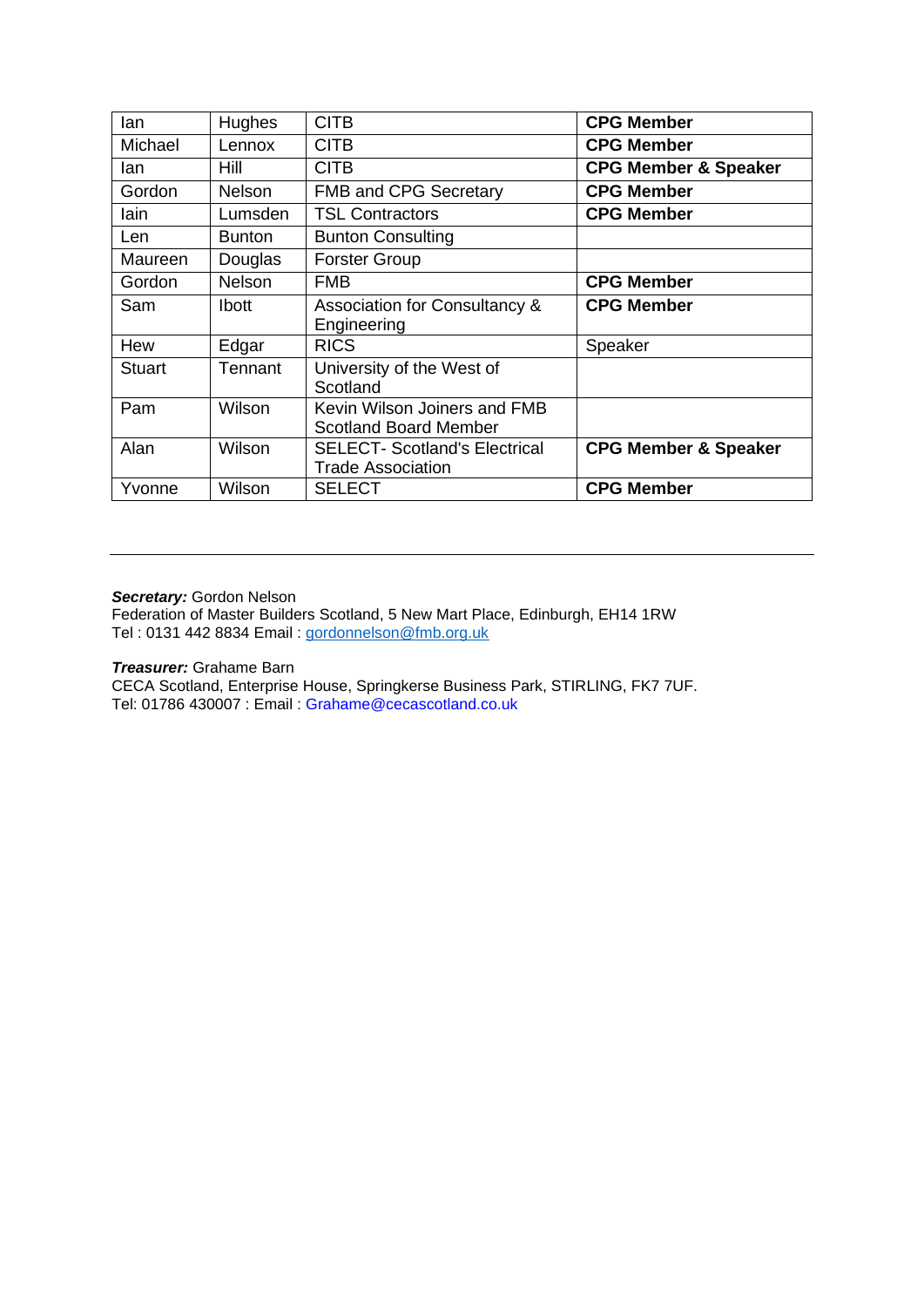| | | | |
|---|---|---|---|
| Ian | Hughes | CITB | **CPG Member** |
| Michael | Lennox | CITB | **CPG Member** |
| Ian | Hill | CITB | **CPG Member & Speaker** |
| Gordon | Nelson | FMB and CPG Secretary | **CPG Member** |
| Iain | Lumsden | TSL Contractors | **CPG Member** |
| Len | Bunton | Bunton Consulting | |
| Maureen | Douglas | Forster Group | |
| Gordon | Nelson | FMB | **CPG Member** |
| Sam | Ibott | Association for Consultancy & Engineering | **CPG Member** |
| Hew | Edgar | RICS | Speaker |
| Stuart | Tennant | University of the West of Scotland | |
| Pam | Wilson | Kevin Wilson Joiners and FMB Scotland Board Member | |
| Alan | Wilson | SELECT- Scotland's Electrical Trade Association | **CPG Member & Speaker** |
| Yvonne | Wilson | SELECT | **CPG Member** |

---

***Secretary:*** Gordon Nelson
Federation of Master Builders Scotland, 5 New Mart Place, Edinburgh, EH14 1RW
Tel : 0131 442 8834 Email : gordonnelson@fmb.org.uk

***Treasurer:*** Grahame Barn
CECA Scotland, Enterprise House, Springkerse Business Park, STIRLING, FK7 7UF.
Tel: 01786 430007 : Email : Grahame@cecascotland.co.uk